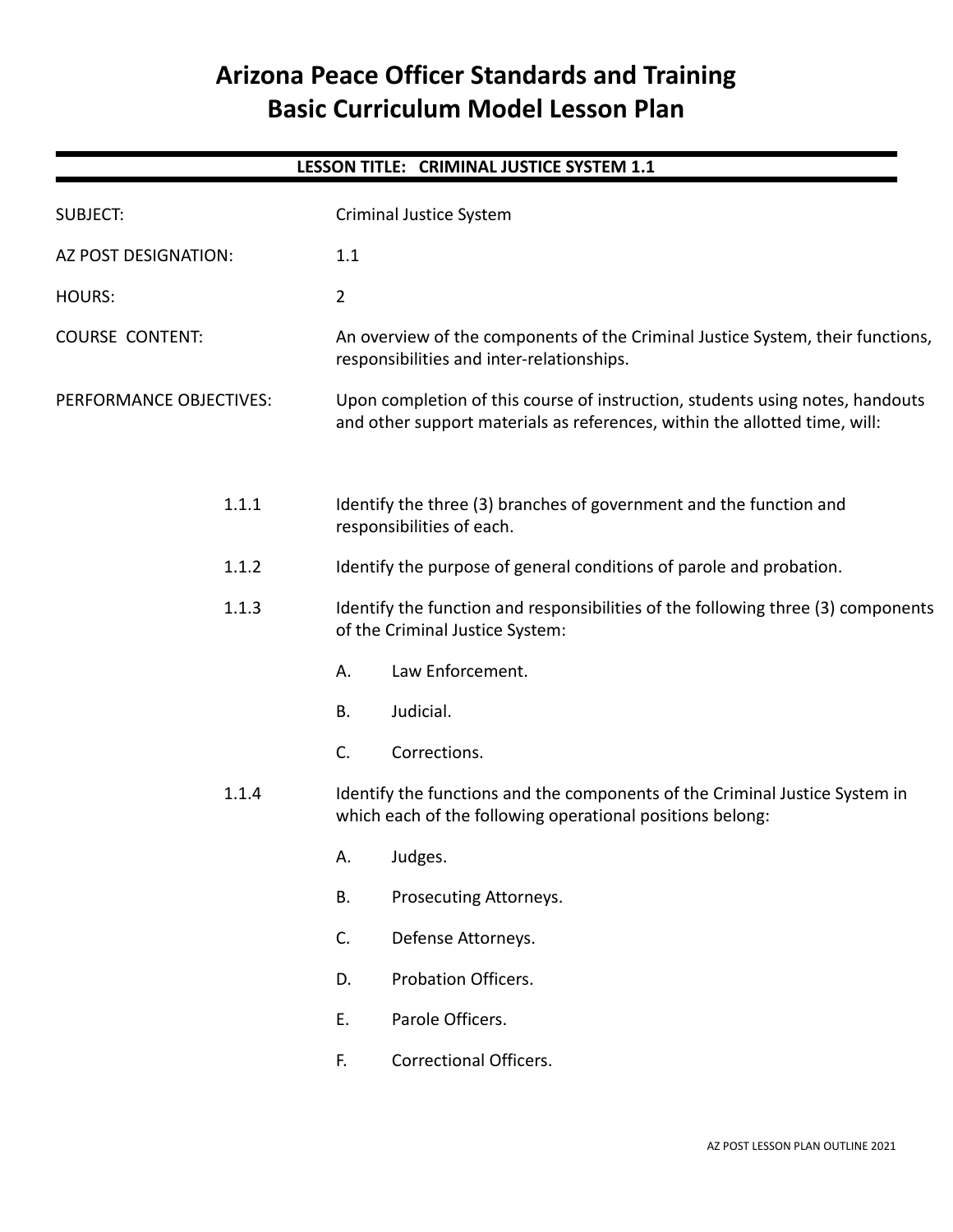# Arizona Peace Officer Standards and Training
# Basic Curriculum Model Lesson Plan

## LESSON TITLE: CRIMINAL JUSTICE SYSTEM 1.1

SUBJECT: Criminal Justice System

AZ POST DESIGNATION: 1.1

HOURS: 2

COURSE CONTENT: An overview of the components of the Criminal Justice System, their functions, responsibilities and inter-relationships.

PERFORMANCE OBJECTIVES: Upon completion of this course of instruction, students using notes, handouts and other support materials as references, within the allotted time, will:

1.1.1 Identify the three (3) branches of government and the function and responsibilities of each.

1.1.2 Identify the purpose of general conditions of parole and probation.

1.1.3 Identify the function and responsibilities of the following three (3) components of the Criminal Justice System:

- A. Law Enforcement.
- B. Judicial.
- C. Corrections.

1.1.4 Identify the functions and the components of the Criminal Justice System in which each of the following operational positions belong:

- A. Judges.
- B. Prosecuting Attorneys.
- C. Defense Attorneys.
- D. Probation Officers.
- E. Parole Officers.
- F. Correctional Officers.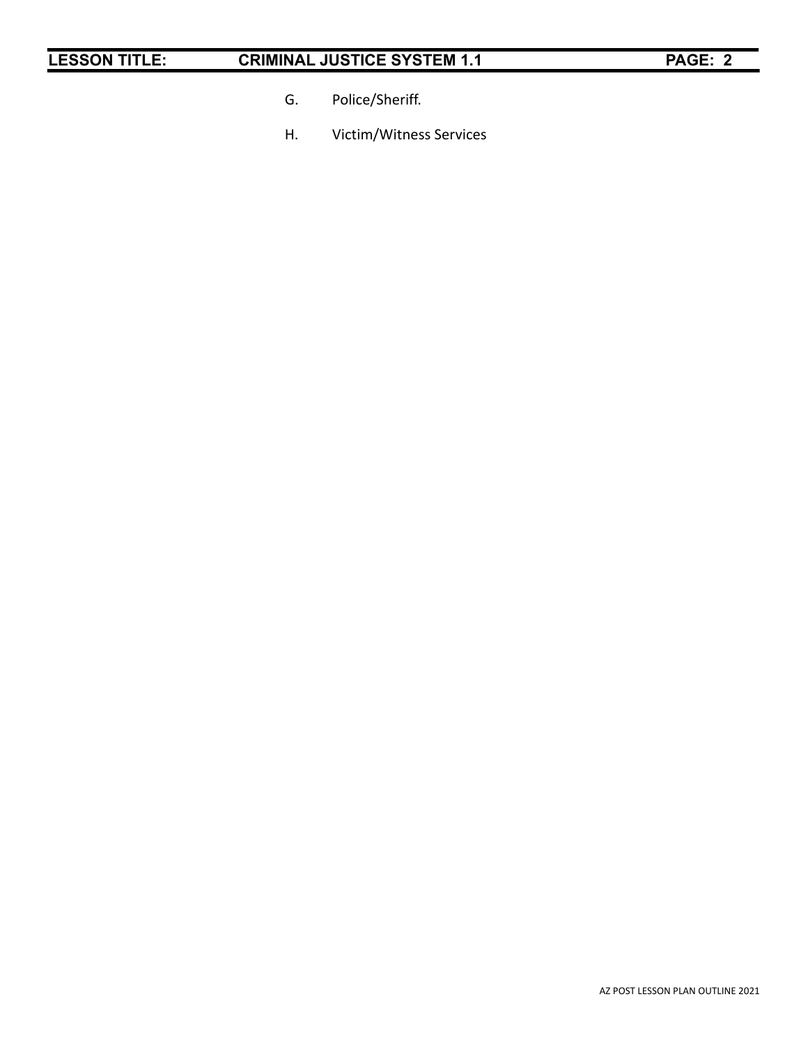G. Police/Sheriff.

H. Victim/Witness Services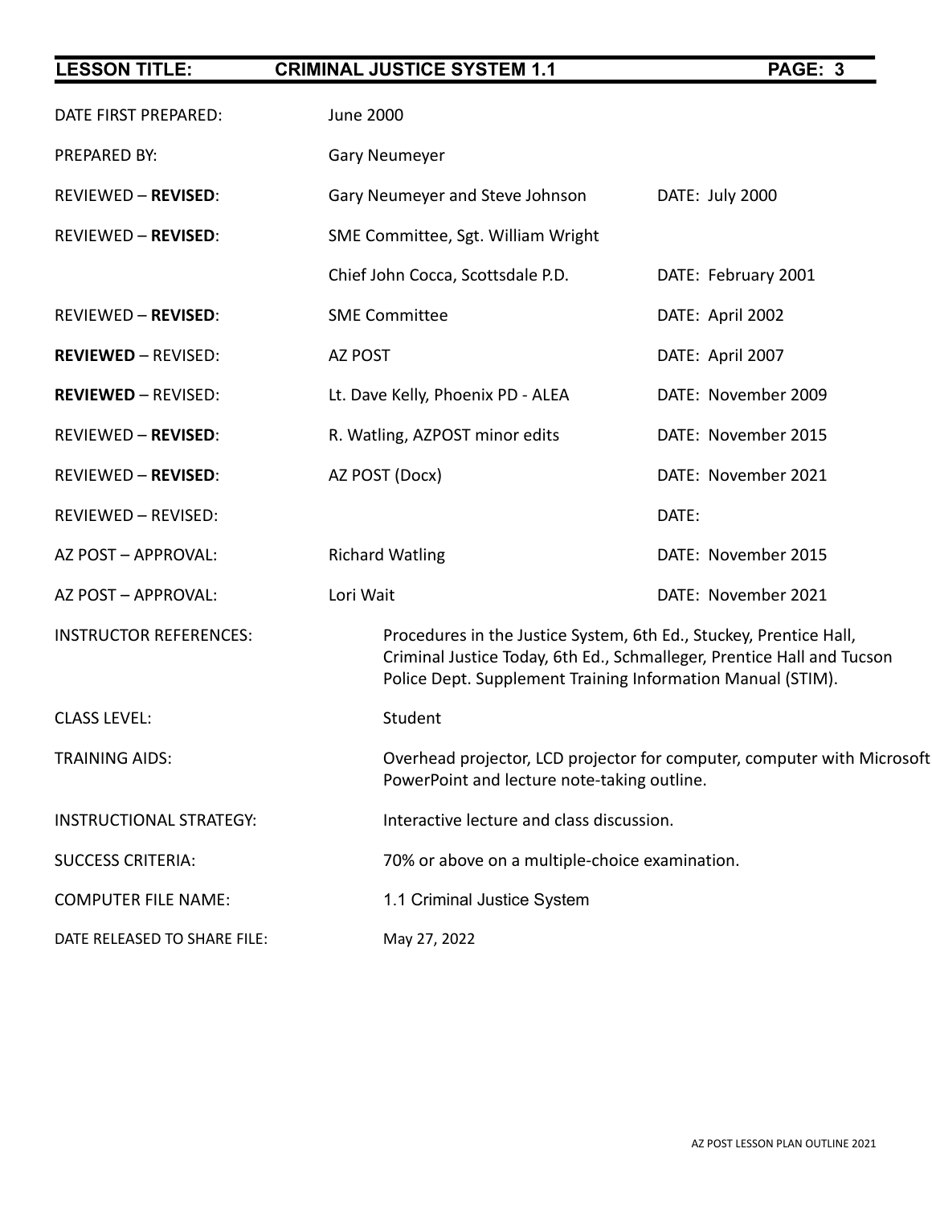| | | |
|---|---|---|
| DATE FIRST PREPARED: | June 2000 | |
| PREPARED BY: | Gary Neumeyer | |
| REVIEWED – **REVISED**: | Gary Neumeyer and Steve Johnson | DATE: July 2000 |
| REVIEWED – **REVISED**: | SME Committee, Sgt. William Wright | |
| | Chief John Cocca, Scottsdale P.D. | DATE: February 2001 |
| REVIEWED – **REVISED**: | SME Committee | DATE: April 2002 |
| **REVIEWED** – REVISED: | AZ POST | DATE: April 2007 |
| **REVIEWED** – REVISED: | Lt. Dave Kelly, Phoenix PD - ALEA | DATE: November 2009 |
| REVIEWED – **REVISED**: | R. Watling, AZPOST minor edits | DATE: November 2015 |
| REVIEWED – **REVISED**: | AZ POST (Docx) | DATE: November 2021 |
| REVIEWED – REVISED: | | DATE: |
| AZ POST – APPROVAL: | Richard Watling | DATE: November 2015 |
| AZ POST – APPROVAL: | Lori Wait | DATE: November 2021 |

| | |
|---|---|
| INSTRUCTOR REFERENCES: | Procedures in the Justice System, 6th Ed., Stuckey, Prentice Hall, Criminal Justice Today, 6th Ed., Schmalleger, Prentice Hall and Tucson Police Dept. Supplement Training Information Manual (STIM). |
| CLASS LEVEL: | Student |
| TRAINING AIDS: | Overhead projector, LCD projector for computer, computer with Microsoft PowerPoint and lecture note-taking outline. |
| INSTRUCTIONAL STRATEGY: | Interactive lecture and class discussion. |
| SUCCESS CRITERIA: | 70% or above on a multiple-choice examination. |
| COMPUTER FILE NAME: | 1.1 Criminal Justice System |
| DATE RELEASED TO SHARE FILE: | May 27, 2022 |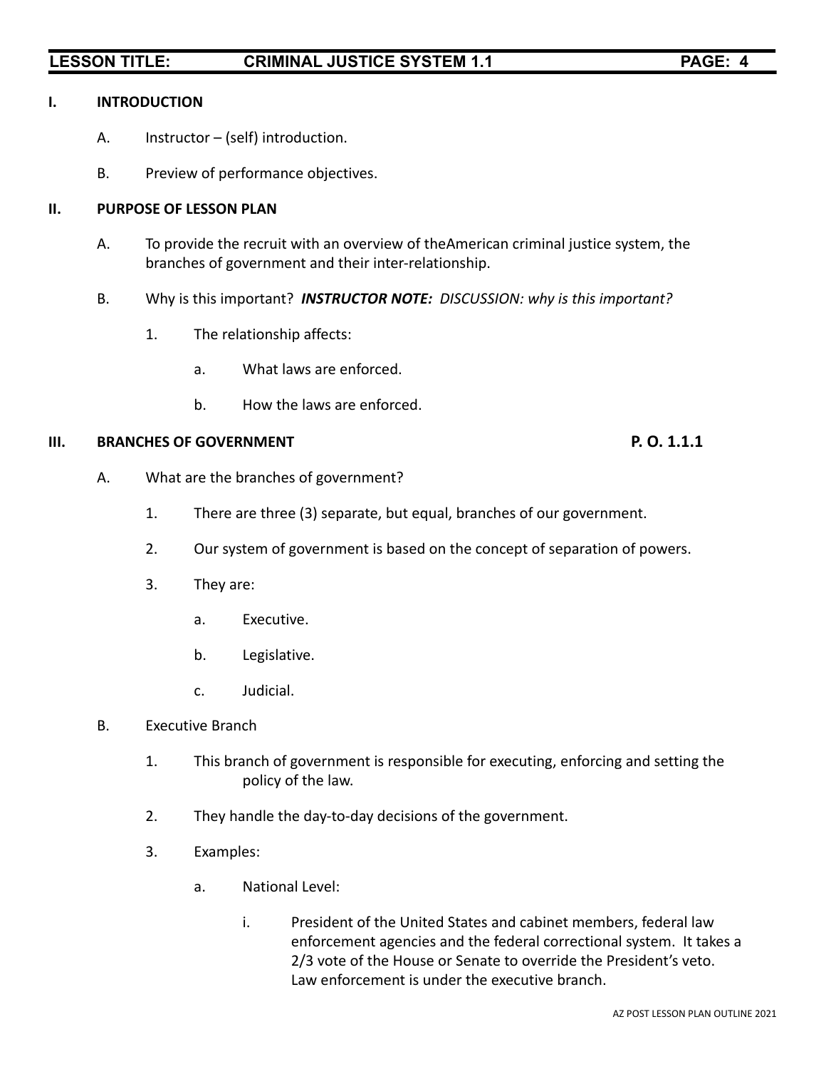## I. INTRODUCTION

A. Instructor – (self) introduction.

B. Preview of performance objectives.

## II. PURPOSE OF LESSON PLAN

A. To provide the recruit with an overview of theAmerican criminal justice system, the branches of government and their inter-relationship.

B. Why is this important? ***INSTRUCTOR NOTE:*** *DISCUSSION: why is this important?*

1. The relationship affects:

   a. What laws are enforced.

   b. How the laws are enforced.

## III. BRANCHES OF GOVERNMENT — P. O. 1.1.1

A. What are the branches of government?

1. There are three (3) separate, but equal, branches of our government.

2. Our system of government is based on the concept of separation of powers.

3. They are:

   a. Executive.

   b. Legislative.

   c. Judicial.

B. Executive Branch

1. This branch of government is responsible for executing, enforcing and setting the policy of the law.

2. They handle the day-to-day decisions of the government.

3. Examples:

   a. National Level:

      i. President of the United States and cabinet members, federal law enforcement agencies and the federal correctional system. It takes a 2/3 vote of the House or Senate to override the President's veto. Law enforcement is under the executive branch.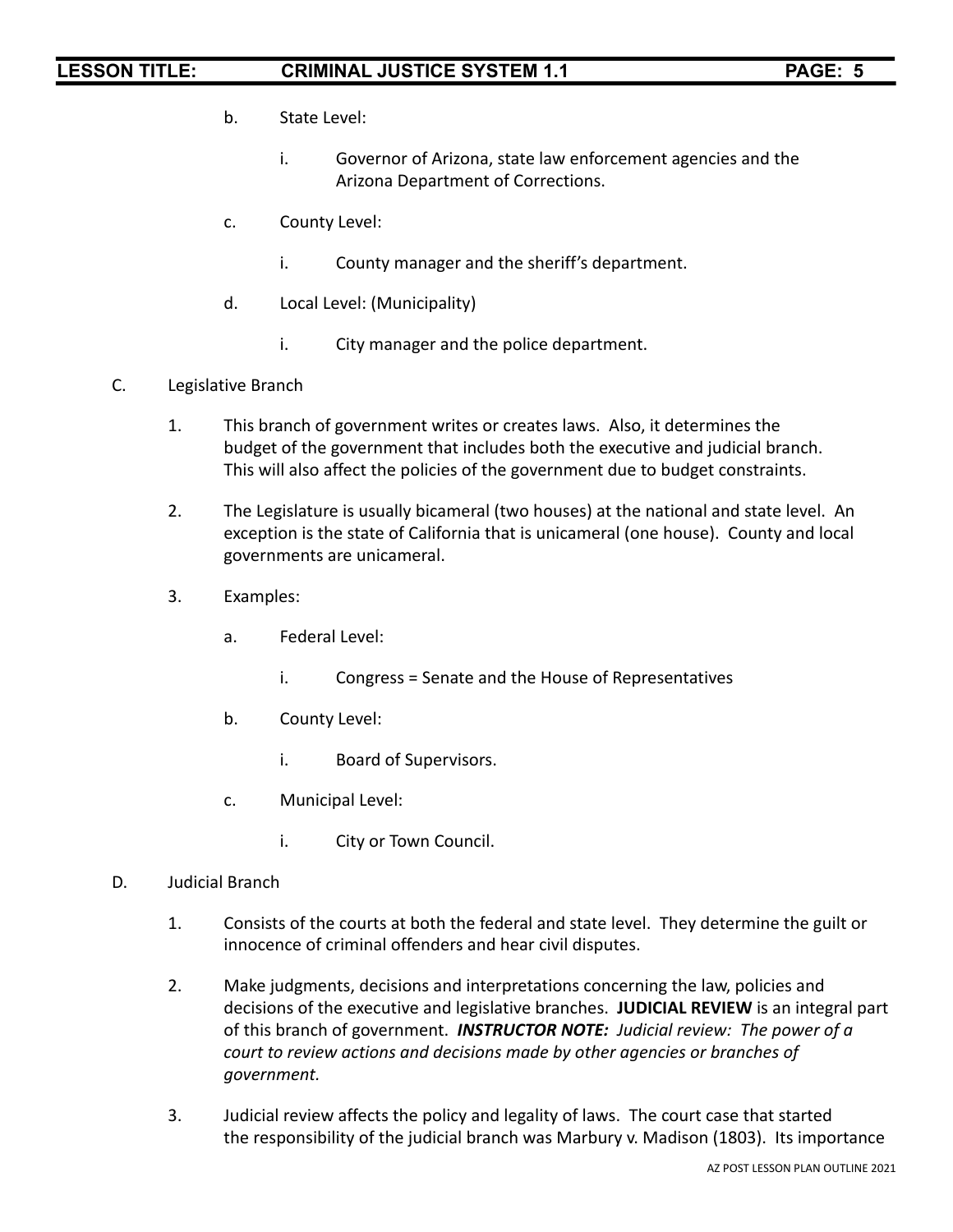b. State Level:

   i. Governor of Arizona, state law enforcement agencies and the Arizona Department of Corrections.

c. County Level:

   i. County manager and the sheriff's department.

d. Local Level: (Municipality)

   i. City manager and the police department.

C. Legislative Branch

1. This branch of government writes or creates laws. Also, it determines the budget of the government that includes both the executive and judicial branch. This will also affect the policies of the government due to budget constraints.

2. The Legislature is usually bicameral (two houses) at the national and state level. An exception is the state of California that is unicameral (one house). County and local governments are unicameral.

3. Examples:

   a. Federal Level:

      i. Congress = Senate and the House of Representatives

   b. County Level:

      i. Board of Supervisors.

   c. Municipal Level:

      i. City or Town Council.

D. Judicial Branch

1. Consists of the courts at both the federal and state level. They determine the guilt or innocence of criminal offenders and hear civil disputes.

2. Make judgments, decisions and interpretations concerning the law, policies and decisions of the executive and legislative branches. **JUDICIAL REVIEW** is an integral part of this branch of government. ***INSTRUCTOR NOTE:*** *Judicial review: The power of a court to review actions and decisions made by other agencies or branches of government.*

3. Judicial review affects the policy and legality of laws. The court case that started the responsibility of the judicial branch was Marbury v. Madison (1803). Its importance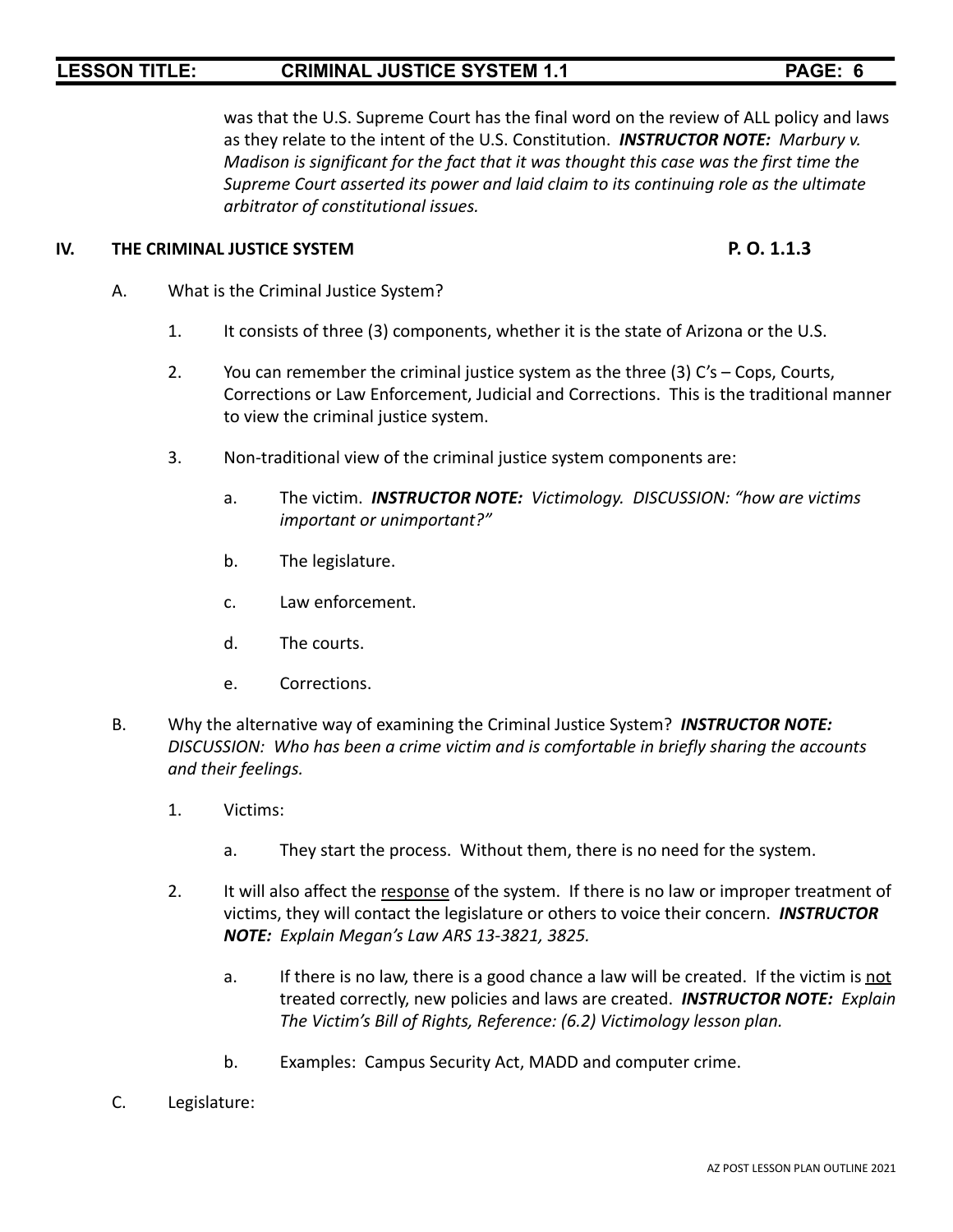was that the U.S. Supreme Court has the final word on the review of ALL policy and laws as they relate to the intent of the U.S. Constitution. ***INSTRUCTOR NOTE:*** *Marbury v. Madison is significant for the fact that it was thought this case was the first time the Supreme Court asserted its power and laid claim to its continuing role as the ultimate arbitrator of constitutional issues.*

**IV. THE CRIMINAL JUSTICE SYSTEM** **P. O. 1.1.3**

A. What is the Criminal Justice System?

1. It consists of three (3) components, whether it is the state of Arizona or the U.S.

2. You can remember the criminal justice system as the three (3) C's – Cops, Courts, Corrections or Law Enforcement, Judicial and Corrections. This is the traditional manner to view the criminal justice system.

3. Non-traditional view of the criminal justice system components are:

   a. The victim. ***INSTRUCTOR NOTE:*** *Victimology. DISCUSSION: "how are victims important or unimportant?"*

   b. The legislature.

   c. Law enforcement.

   d. The courts.

   e. Corrections.

B. Why the alternative way of examining the Criminal Justice System? ***INSTRUCTOR NOTE:*** *DISCUSSION: Who has been a crime victim and is comfortable in briefly sharing the accounts and their feelings.*

1. Victims:

   a. They start the process. Without them, there is no need for the system.

2. It will also affect the <u>response</u> of the system. If there is no law or improper treatment of victims, they will contact the legislature or others to voice their concern. ***INSTRUCTOR NOTE:*** *Explain Megan's Law ARS 13-3821, 3825.*

   a. If there is no law, there is a good chance a law will be created. If the victim is <u>not</u> treated correctly, new policies and laws are created. ***INSTRUCTOR NOTE:*** *Explain The Victim's Bill of Rights, Reference: (6.2) Victimology lesson plan.*

   b. Examples: Campus Security Act, MADD and computer crime.

C. Legislature: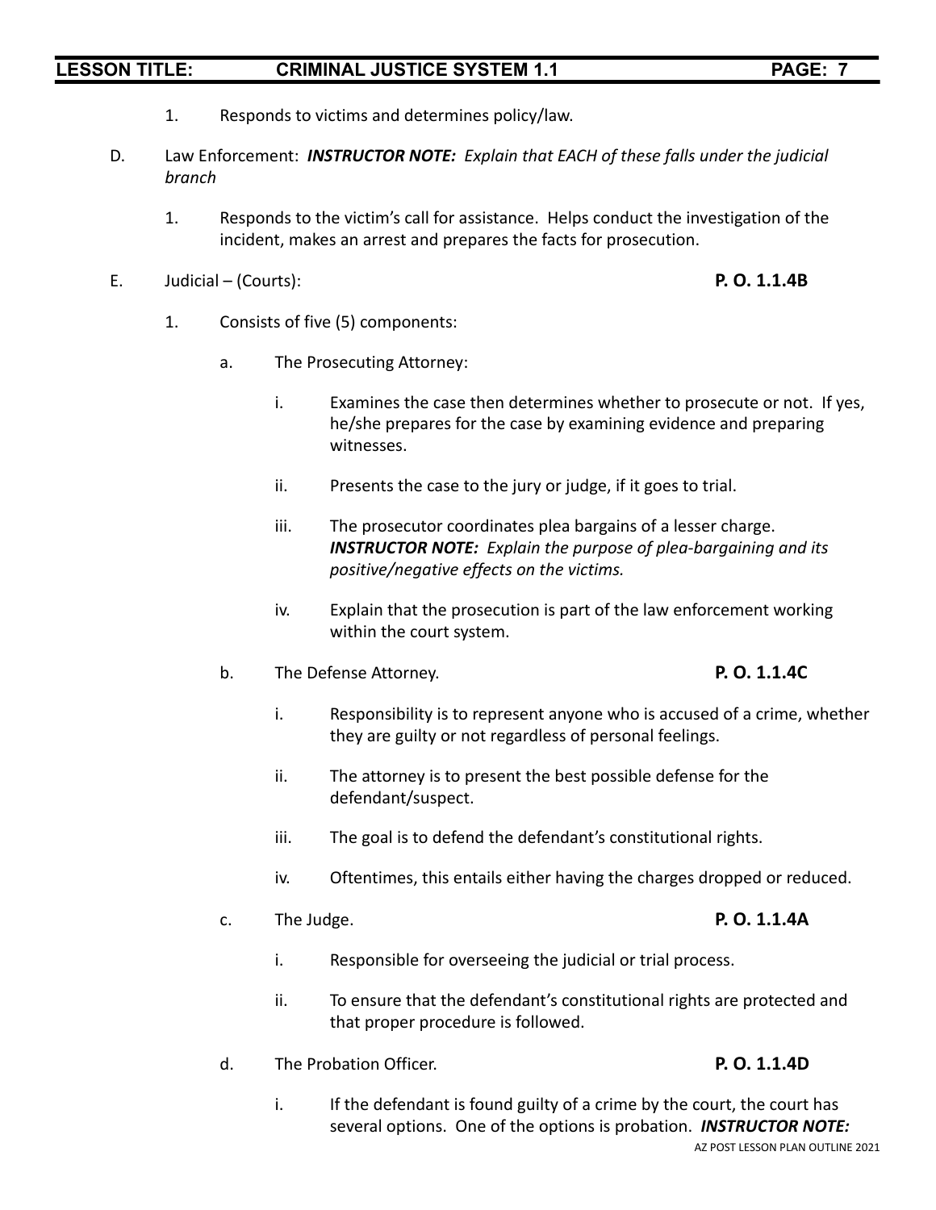1. Responds to victims and determines policy/law.

D. Law Enforcement: ***INSTRUCTOR NOTE:*** *Explain that EACH of these falls under the judicial branch*

   1. Responds to the victim's call for assistance. Helps conduct the investigation of the incident, makes an arrest and prepares the facts for prosecution.

E. Judicial – (Courts): **P. O. 1.1.4B**

   1. Consists of five (5) components:

      a. The Prosecuting Attorney:

         i. Examines the case then determines whether to prosecute or not. If yes, he/she prepares for the case by examining evidence and preparing witnesses.

         ii. Presents the case to the jury or judge, if it goes to trial.

         iii. The prosecutor coordinates plea bargains of a lesser charge. ***INSTRUCTOR NOTE:*** *Explain the purpose of plea-bargaining and its positive/negative effects on the victims.*

         iv. Explain that the prosecution is part of the law enforcement working within the court system.

      b. The Defense Attorney. **P. O. 1.1.4C**

         i. Responsibility is to represent anyone who is accused of a crime, whether they are guilty or not regardless of personal feelings.

         ii. The attorney is to present the best possible defense for the defendant/suspect.

         iii. The goal is to defend the defendant's constitutional rights.

         iv. Oftentimes, this entails either having the charges dropped or reduced.

      c. The Judge. **P. O. 1.1.4A**

         i. Responsible for overseeing the judicial or trial process.

         ii. To ensure that the defendant's constitutional rights are protected and that proper procedure is followed.

      d. The Probation Officer. **P. O. 1.1.4D**

         i. If the defendant is found guilty of a crime by the court, the court has several options. One of the options is probation. ***INSTRUCTOR NOTE:***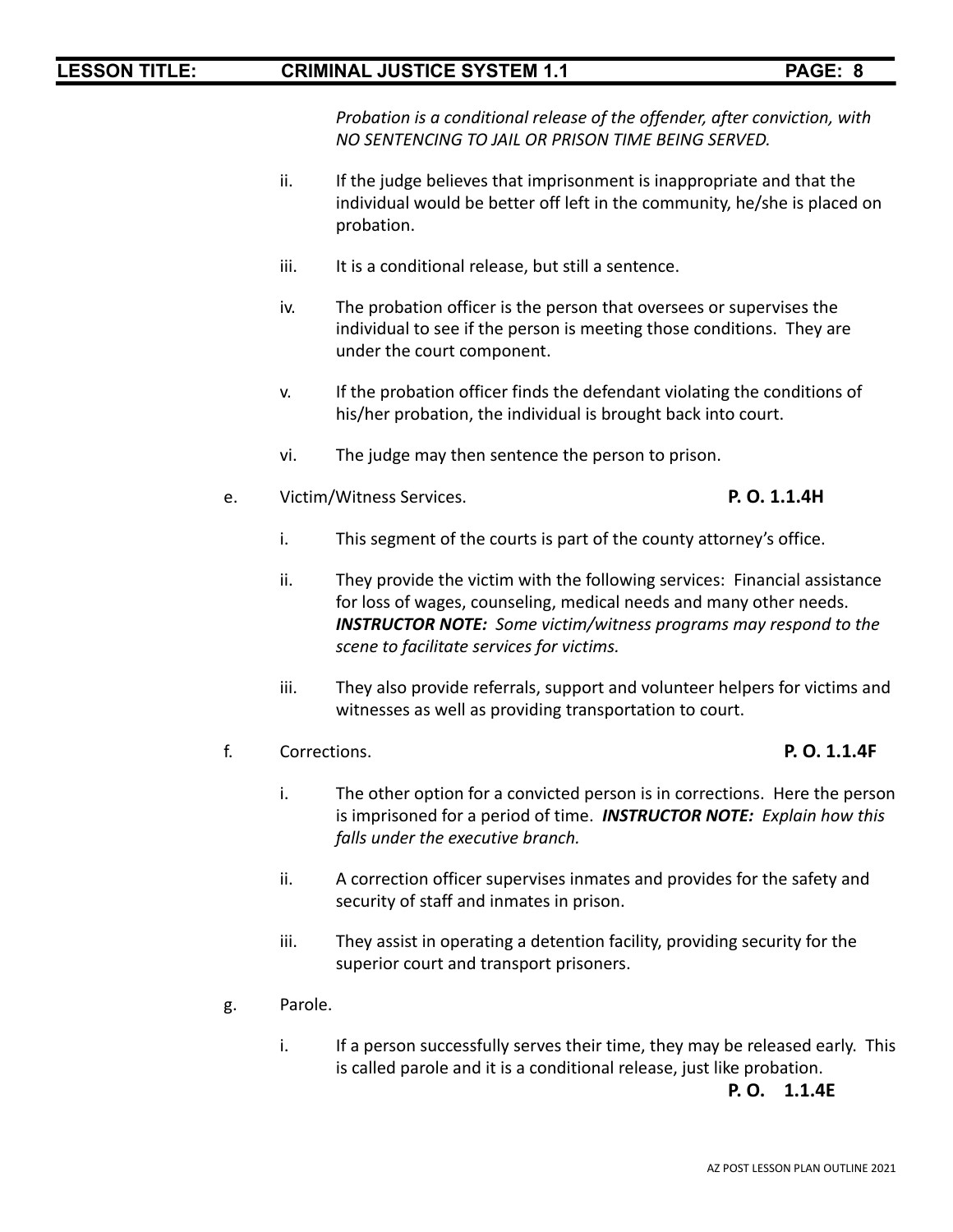*Probation is a conditional release of the offender, after conviction, with NO SENTENCING TO JAIL OR PRISON TIME BEING SERVED.*

ii. If the judge believes that imprisonment is inappropriate and that the individual would be better off left in the community, he/she is placed on probation.

iii. It is a conditional release, but still a sentence.

iv. The probation officer is the person that oversees or supervises the individual to see if the person is meeting those conditions. They are under the court component.

v. If the probation officer finds the defendant violating the conditions of his/her probation, the individual is brought back into court.

vi. The judge may then sentence the person to prison.

e. Victim/Witness Services. **P. O. 1.1.4H**

i. This segment of the courts is part of the county attorney's office.

ii. They provide the victim with the following services: Financial assistance for loss of wages, counseling, medical needs and many other needs. ***INSTRUCTOR NOTE:*** *Some victim/witness programs may respond to the scene to facilitate services for victims.*

iii. They also provide referrals, support and volunteer helpers for victims and witnesses as well as providing transportation to court.

f. Corrections. **P. O. 1.1.4F**

i. The other option for a convicted person is in corrections. Here the person is imprisoned for a period of time. ***INSTRUCTOR NOTE:*** *Explain how this falls under the executive branch.*

ii. A correction officer supervises inmates and provides for the safety and security of staff and inmates in prison.

iii. They assist in operating a detention facility, providing security for the superior court and transport prisoners.

g. Parole.

i. If a person successfully serves their time, they may be released early. This is called parole and it is a conditional release, just like probation. **P. O. 1.1.4E**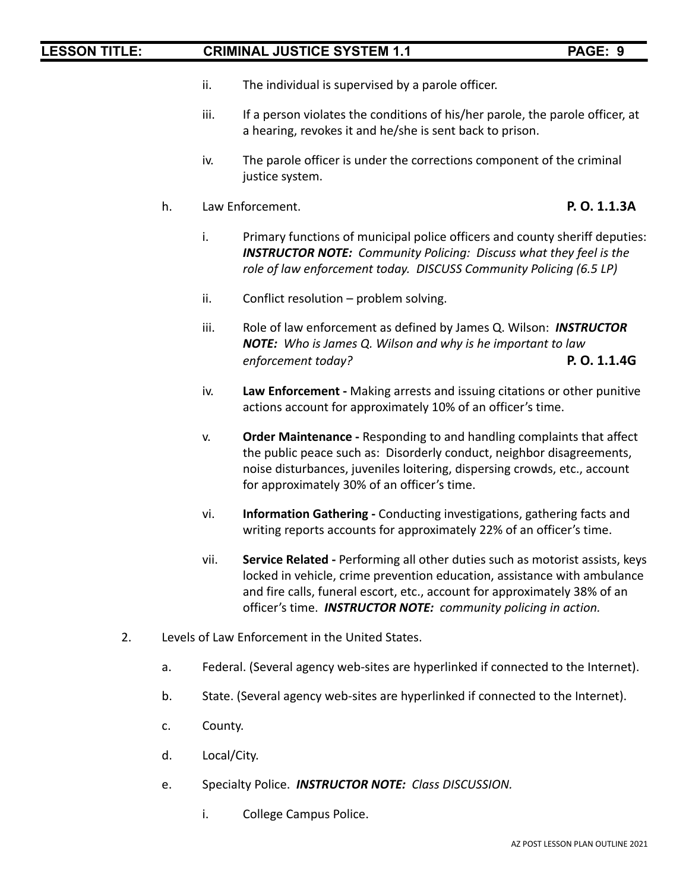ii. The individual is supervised by a parole officer.

iii. If a person violates the conditions of his/her parole, the parole officer, at a hearing, revokes it and he/she is sent back to prison.

iv. The parole officer is under the corrections component of the criminal justice system.

h. Law Enforcement. **P. O. 1.1.3A**

i. Primary functions of municipal police officers and county sheriff deputies: ***INSTRUCTOR NOTE:*** *Community Policing: Discuss what they feel is the role of law enforcement today. DISCUSS Community Policing (6.5 LP)*

ii. Conflict resolution – problem solving.

iii. Role of law enforcement as defined by James Q. Wilson: ***INSTRUCTOR NOTE:*** *Who is James Q. Wilson and why is he important to law enforcement today?* **P. O. 1.1.4G**

iv. **Law Enforcement -** Making arrests and issuing citations or other punitive actions account for approximately 10% of an officer's time.

v. **Order Maintenance -** Responding to and handling complaints that affect the public peace such as: Disorderly conduct, neighbor disagreements, noise disturbances, juveniles loitering, dispersing crowds, etc., account for approximately 30% of an officer's time.

vi. **Information Gathering -** Conducting investigations, gathering facts and writing reports accounts for approximately 22% of an officer's time.

vii. **Service Related -** Performing all other duties such as motorist assists, keys locked in vehicle, crime prevention education, assistance with ambulance and fire calls, funeral escort, etc., account for approximately 38% of an officer's time. ***INSTRUCTOR NOTE:*** *community policing in action.*

2. Levels of Law Enforcement in the United States.

a. Federal. (Several agency web-sites are hyperlinked if connected to the Internet).

b. State. (Several agency web-sites are hyperlinked if connected to the Internet).

c. County.

d. Local/City.

e. Specialty Police. ***INSTRUCTOR NOTE:*** *Class DISCUSSION.*

i. College Campus Police.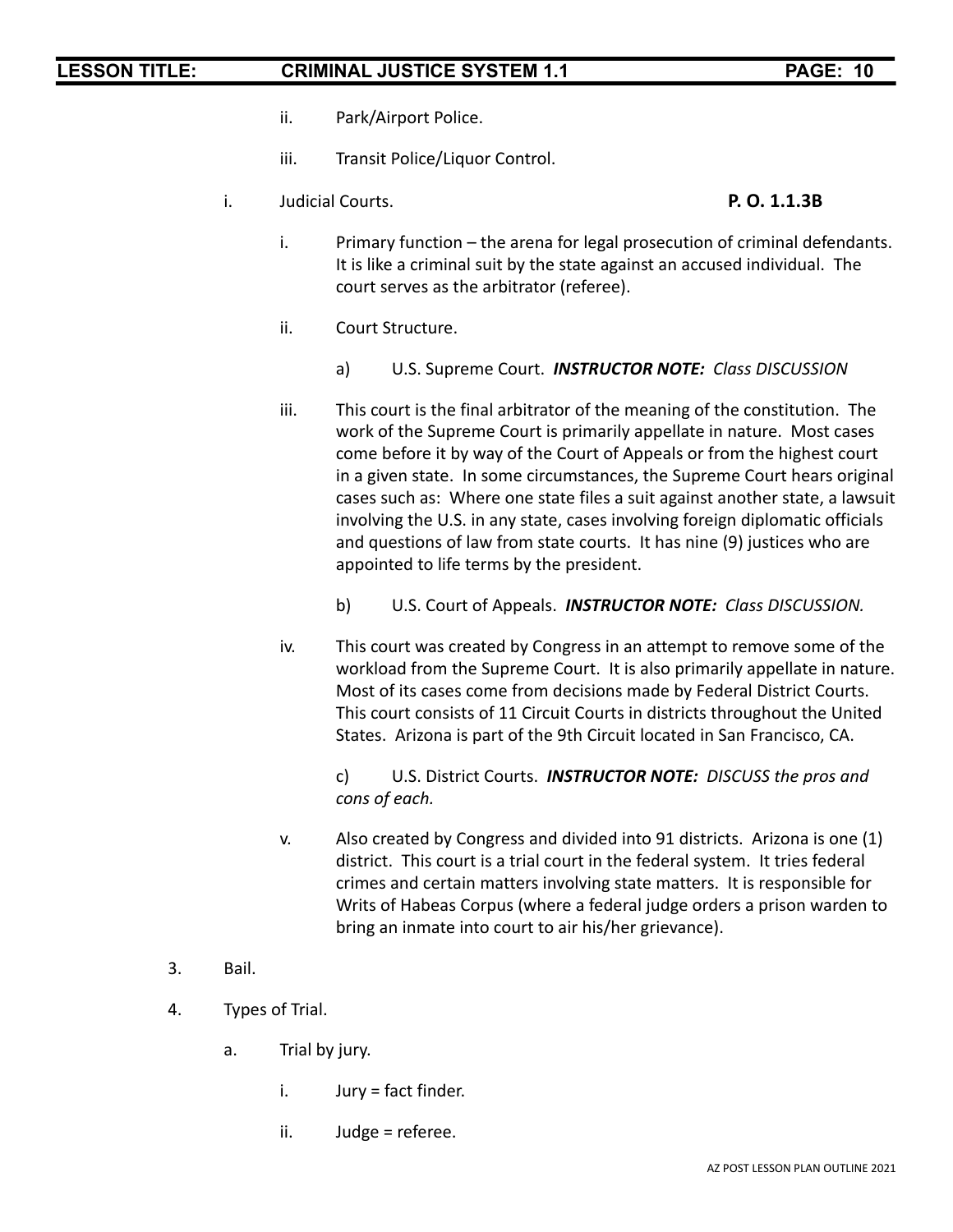ii. Park/Airport Police.

iii. Transit Police/Liquor Control.

i. Judicial Courts. **P. O. 1.1.3B**

i. Primary function – the arena for legal prosecution of criminal defendants. It is like a criminal suit by the state against an accused individual. The court serves as the arbitrator (referee).

ii. Court Structure.

a) U.S. Supreme Court. ***INSTRUCTOR NOTE:*** *Class DISCUSSION*

iii. This court is the final arbitrator of the meaning of the constitution. The work of the Supreme Court is primarily appellate in nature. Most cases come before it by way of the Court of Appeals or from the highest court in a given state. In some circumstances, the Supreme Court hears original cases such as: Where one state files a suit against another state, a lawsuit involving the U.S. in any state, cases involving foreign diplomatic officials and questions of law from state courts. It has nine (9) justices who are appointed to life terms by the president.

b) U.S. Court of Appeals. ***INSTRUCTOR NOTE:*** *Class DISCUSSION.*

iv. This court was created by Congress in an attempt to remove some of the workload from the Supreme Court. It is also primarily appellate in nature. Most of its cases come from decisions made by Federal District Courts. This court consists of 11 Circuit Courts in districts throughout the United States. Arizona is part of the 9th Circuit located in San Francisco, CA.

c) U.S. District Courts. ***INSTRUCTOR NOTE:*** *DISCUSS the pros and cons of each.*

v. Also created by Congress and divided into 91 districts. Arizona is one (1) district. This court is a trial court in the federal system. It tries federal crimes and certain matters involving state matters. It is responsible for Writs of Habeas Corpus (where a federal judge orders a prison warden to bring an inmate into court to air his/her grievance).

3. Bail.

4. Types of Trial.

a. Trial by jury.

i. Jury = fact finder.

ii. Judge = referee.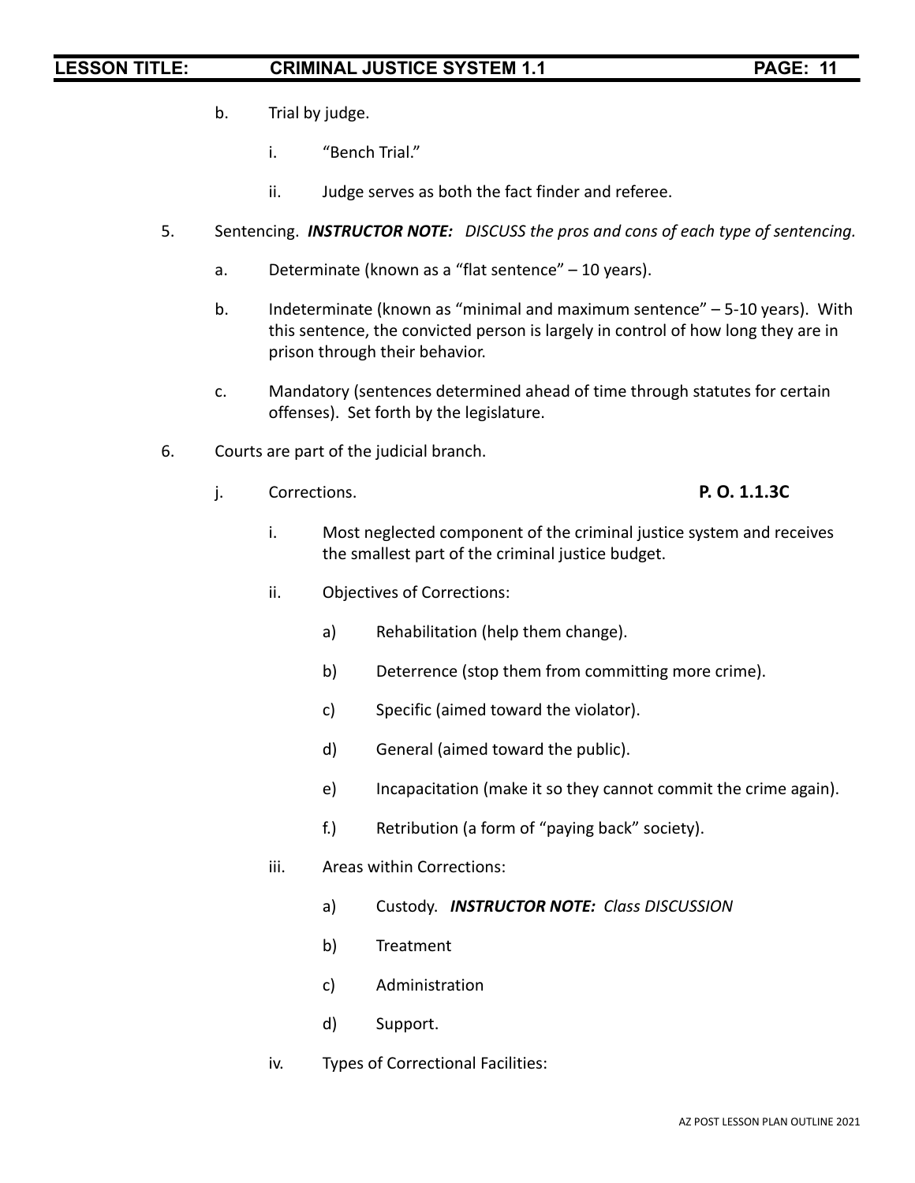b. Trial by judge.

   i. "Bench Trial."

   ii. Judge serves as both the fact finder and referee.

5. Sentencing. ***INSTRUCTOR NOTE:*** *DISCUSS the pros and cons of each type of sentencing.*

   a. Determinate (known as a "flat sentence" – 10 years).

   b. Indeterminate (known as "minimal and maximum sentence" – 5-10 years). With this sentence, the convicted person is largely in control of how long they are in prison through their behavior.

   c. Mandatory (sentences determined ahead of time through statutes for certain offenses). Set forth by the legislature.

6. Courts are part of the judicial branch.

   j. Corrections. **P. O. 1.1.3C**

      i. Most neglected component of the criminal justice system and receives the smallest part of the criminal justice budget.

      ii. Objectives of Corrections:

         a) Rehabilitation (help them change).

         b) Deterrence (stop them from committing more crime).

         c) Specific (aimed toward the violator).

         d) General (aimed toward the public).

         e) Incapacitation (make it so they cannot commit the crime again).

         f.) Retribution (a form of "paying back" society).

      iii. Areas within Corrections:

         a) Custody. ***INSTRUCTOR NOTE:*** *Class DISCUSSION*

         b) Treatment

         c) Administration

         d) Support.

      iv. Types of Correctional Facilities: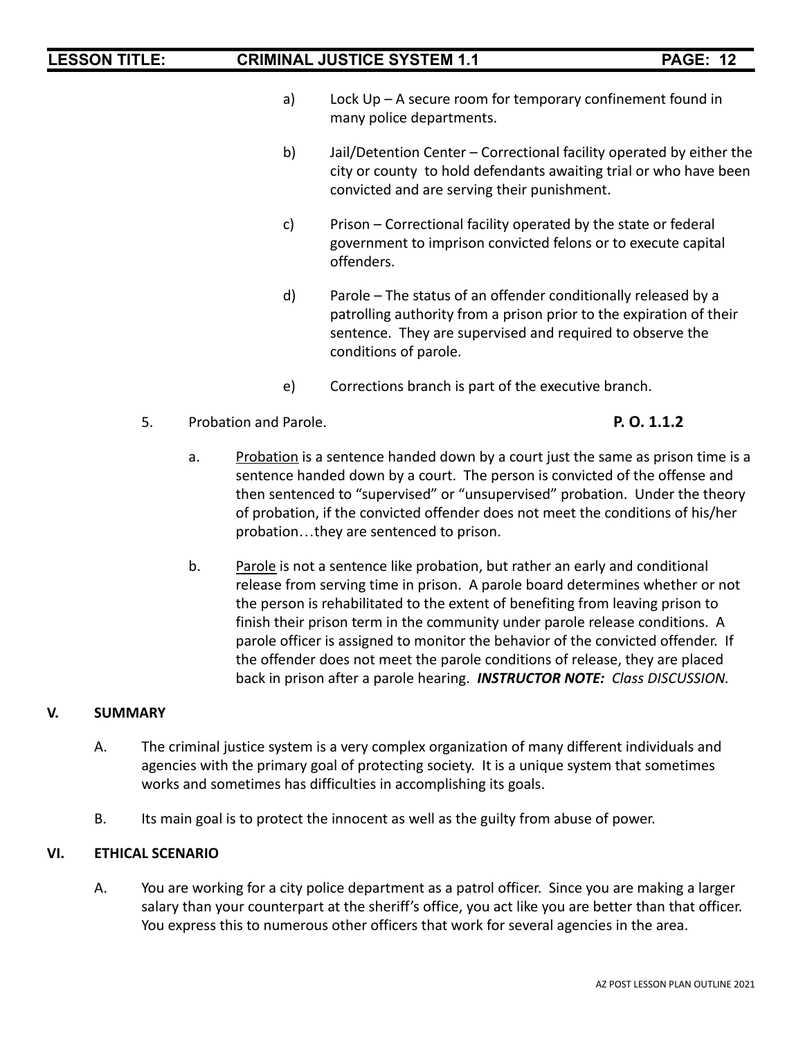a) Lock Up – A secure room for temporary confinement found in many police departments.

b) Jail/Detention Center – Correctional facility operated by either the city or county to hold defendants awaiting trial or who have been convicted and are serving their punishment.

c) Prison – Correctional facility operated by the state or federal government to imprison convicted felons or to execute capital offenders.

d) Parole – The status of an offender conditionally released by a patrolling authority from a prison prior to the expiration of their sentence. They are supervised and required to observe the conditions of parole.

e) Corrections branch is part of the executive branch.

5. Probation and Parole. **P. O. 1.1.2**

a. Probation is a sentence handed down by a court just the same as prison time is a sentence handed down by a court. The person is convicted of the offense and then sentenced to "supervised" or "unsupervised" probation. Under the theory of probation, if the convicted offender does not meet the conditions of his/her probation…they are sentenced to prison.

b. Parole is not a sentence like probation, but rather an early and conditional release from serving time in prison. A parole board determines whether or not the person is rehabilitated to the extent of benefiting from leaving prison to finish their prison term in the community under parole release conditions. A parole officer is assigned to monitor the behavior of the convicted offender. If the offender does not meet the parole conditions of release, they are placed back in prison after a parole hearing. ***INSTRUCTOR NOTE:*** *Class DISCUSSION.*

## V. SUMMARY

A. The criminal justice system is a very complex organization of many different individuals and agencies with the primary goal of protecting society. It is a unique system that sometimes works and sometimes has difficulties in accomplishing its goals.

B. Its main goal is to protect the innocent as well as the guilty from abuse of power.

## VI. ETHICAL SCENARIO

A. You are working for a city police department as a patrol officer. Since you are making a larger salary than your counterpart at the sheriff's office, you act like you are better than that officer. You express this to numerous other officers that work for several agencies in the area.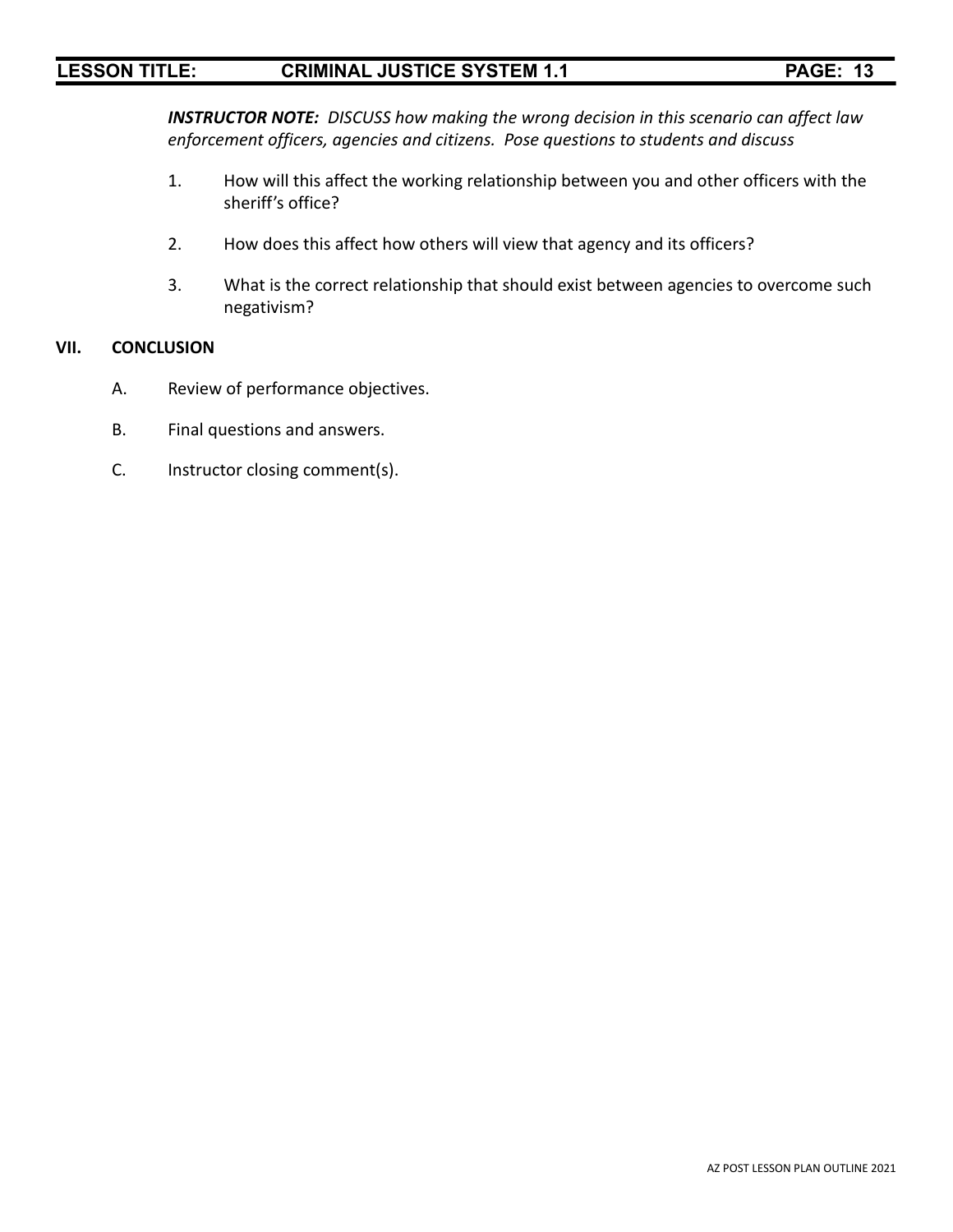***INSTRUCTOR NOTE:*** *DISCUSS how making the wrong decision in this scenario can affect law enforcement officers, agencies and citizens. Pose questions to students and discuss*

1. How will this affect the working relationship between you and other officers with the sheriff's office?
2. How does this affect how others will view that agency and its officers?
3. What is the correct relationship that should exist between agencies to overcome such negativism?

## VII. CONCLUSION

A. Review of performance objectives.

B. Final questions and answers.

C. Instructor closing comment(s).